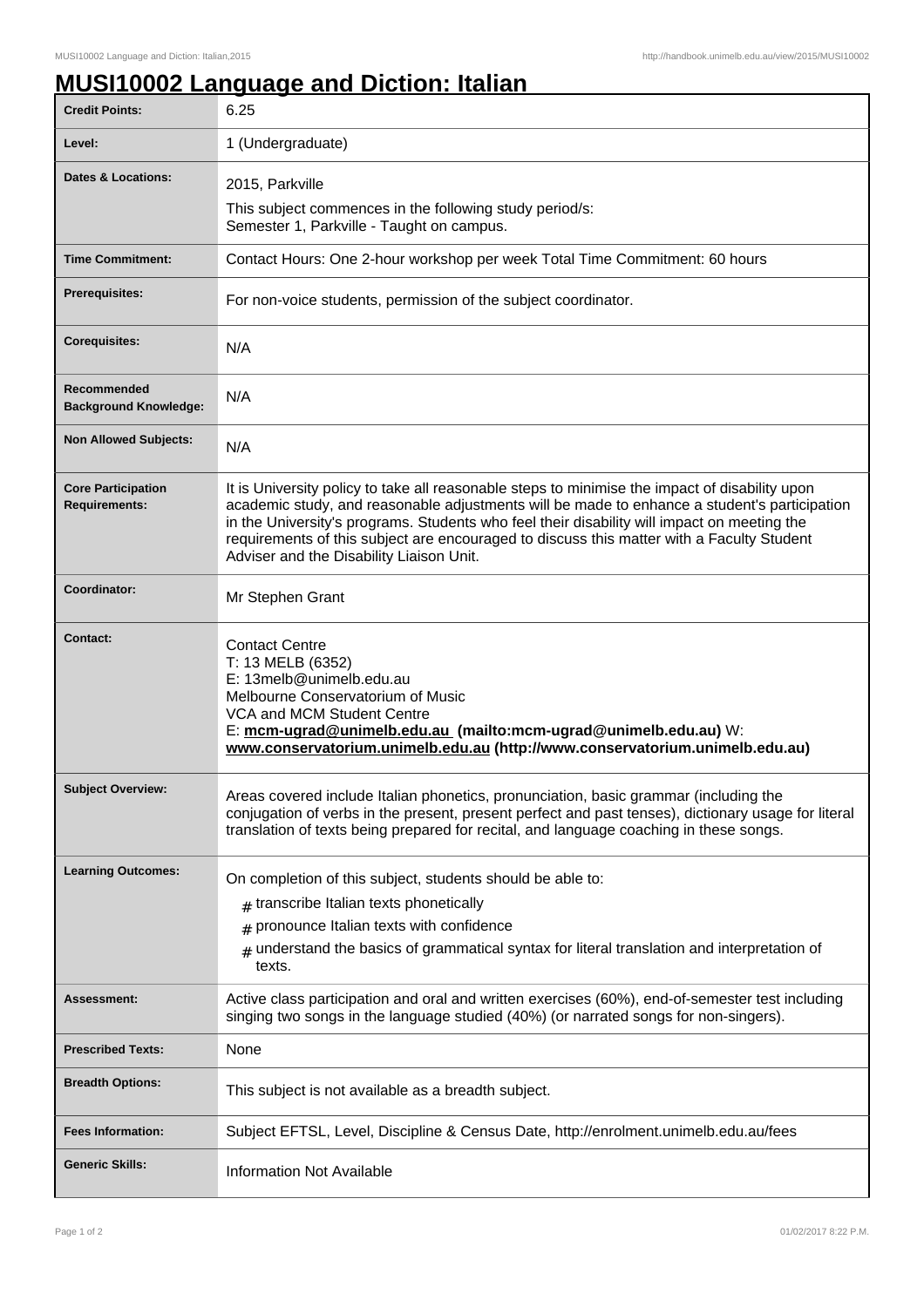# MUSI10002 Language and Diction: Italian

| | |
|---|---|
| **Credit Points:** | 6.25 |
| **Level:** | 1 (Undergraduate) |
| **Dates & Locations:** | 2015, Parkville<br>This subject commences in the following study period/s:<br>Semester 1, Parkville - Taught on campus. |
| **Time Commitment:** | Contact Hours: One 2-hour workshop per week Total Time Commitment: 60 hours |
| **Prerequisites:** | For non-voice students, permission of the subject coordinator. |
| **Corequisites:** | N/A |
| **Recommended Background Knowledge:** | N/A |
| **Non Allowed Subjects:** | N/A |
| **Core Participation Requirements:** | It is University policy to take all reasonable steps to minimise the impact of disability upon academic study, and reasonable adjustments will be made to enhance a student's participation in the University's programs. Students who feel their disability will impact on meeting the requirements of this subject are encouraged to discuss this matter with a Faculty Student Adviser and the Disability Liaison Unit. |
| **Coordinator:** | Mr Stephen Grant |
| **Contact:** | Contact Centre<br>T: 13 MELB (6352)<br>E: 13melb@unimelb.edu.au<br>Melbourne Conservatorium of Music<br>VCA and MCM Student Centre<br>E: **mcm-ugrad@unimelb.edu.au (mailto:mcm-ugrad@unimelb.edu.au)** W: **www.conservatorium.unimelb.edu.au (http://www.conservatorium.unimelb.edu.au)** |
| **Subject Overview:** | Areas covered include Italian phonetics, pronunciation, basic grammar (including the conjugation of verbs in the present, present perfect and past tenses), dictionary usage for literal translation of texts being prepared for recital, and language coaching in these songs. |
| **Learning Outcomes:** | On completion of this subject, students should be able to:<br># transcribe Italian texts phonetically<br># pronounce Italian texts with confidence<br># understand the basics of grammatical syntax for literal translation and interpretation of texts. |
| **Assessment:** | Active class participation and oral and written exercises (60%), end-of-semester test including singing two songs in the language studied (40%) (or narrated songs for non-singers). |
| **Prescribed Texts:** | None |
| **Breadth Options:** | This subject is not available as a breadth subject. |
| **Fees Information:** | Subject EFTSL, Level, Discipline & Census Date, http://enrolment.unimelb.edu.au/fees |
| **Generic Skills:** | Information Not Available |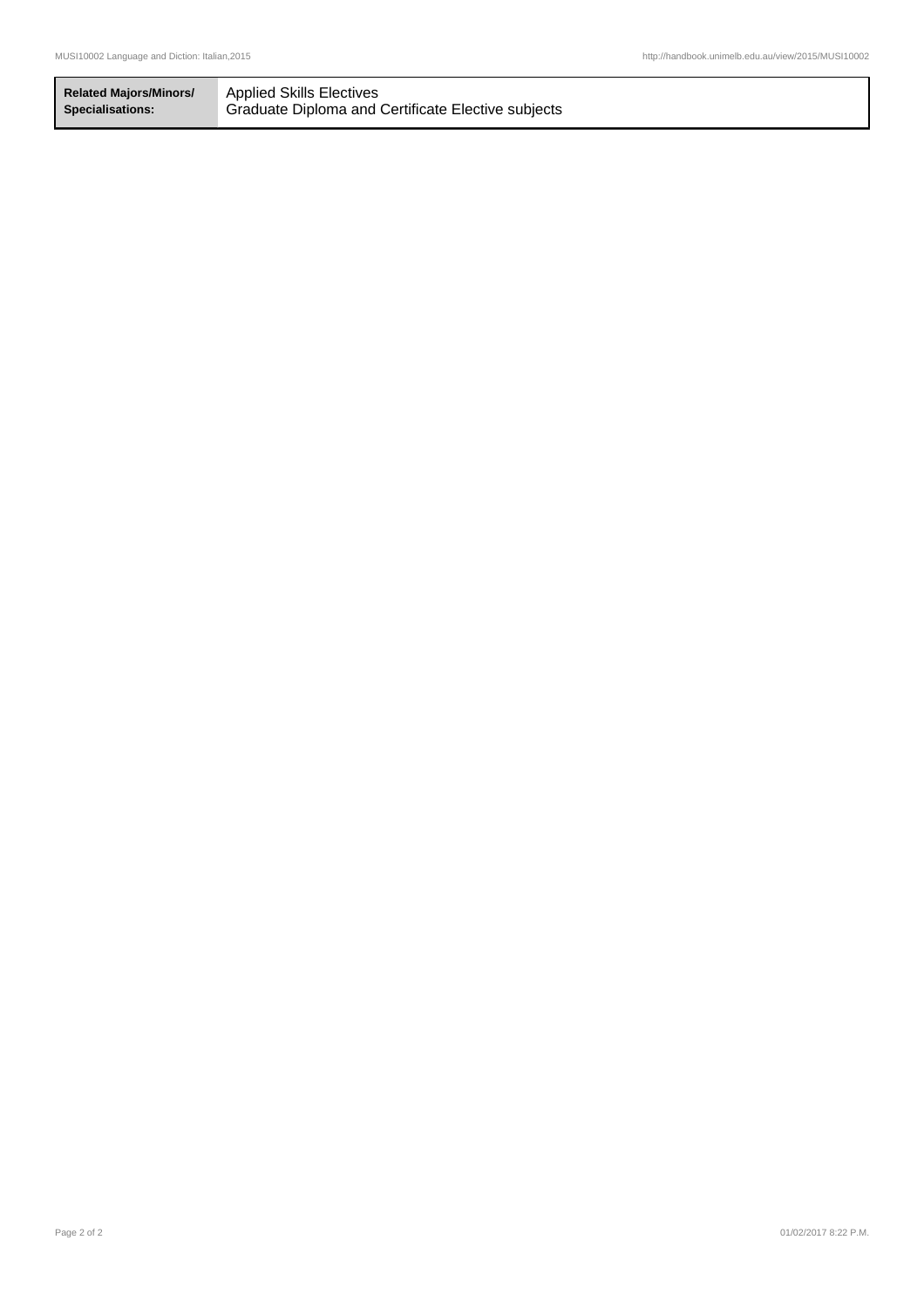| | |
|---|---|
| **Related Majors/Minors/ Specialisations:** | Applied Skills Electives<br>Graduate Diploma and Certificate Elective subjects |